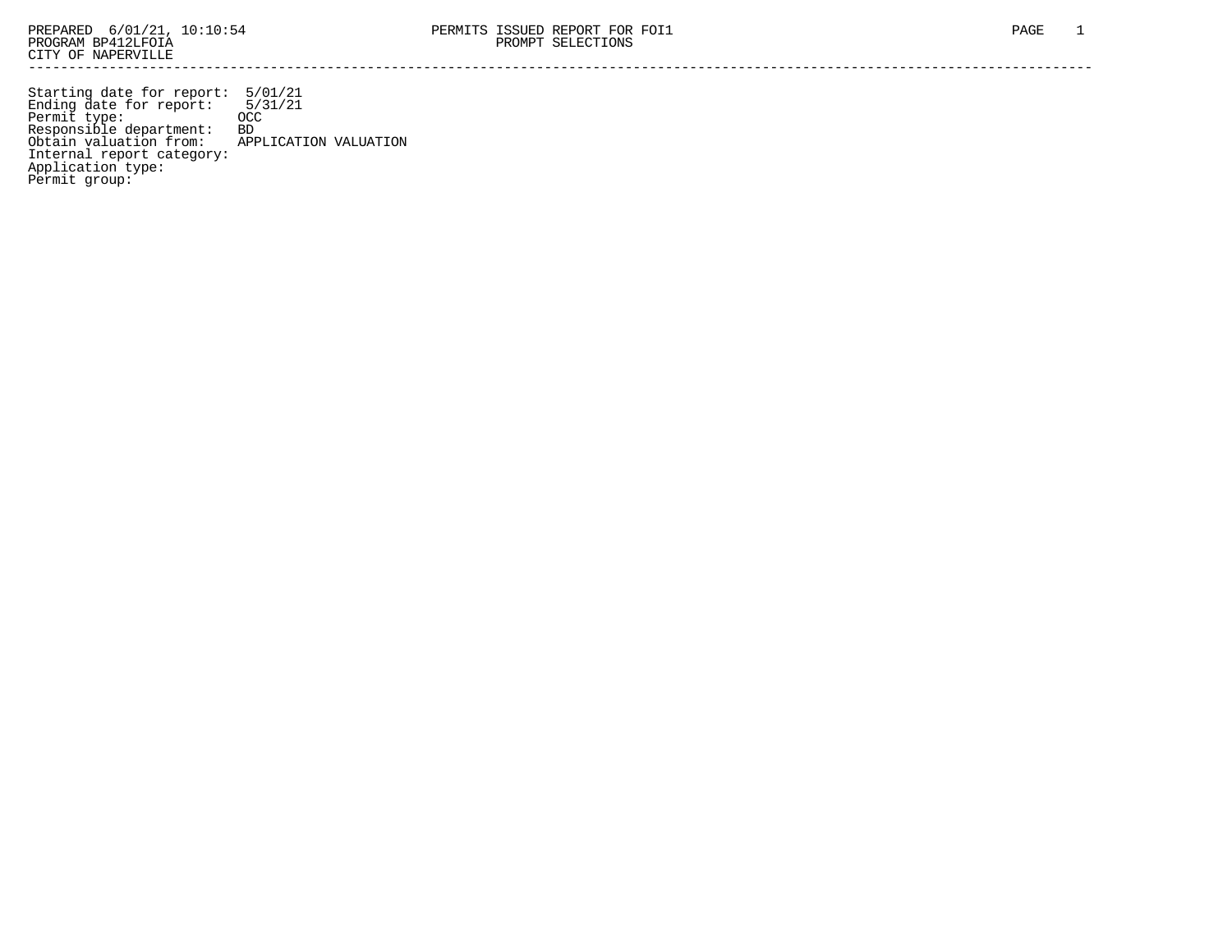PREPARED 6/01/21, 10:10:54 PERMITS ISSUED REPORT FOR FOI1
PROGRAM BP412LFOIA PROMPT SELECTIONS
CITY OF NAPERVILLE

---

```
Starting date for report:  5/01/21
Ending date for report:    5/31/21
Permit type:              OCC
Responsible department:   BD
Obtain valuation from:    APPLICATION VALUATION
Internal report category:
Application type:
Permit group:
```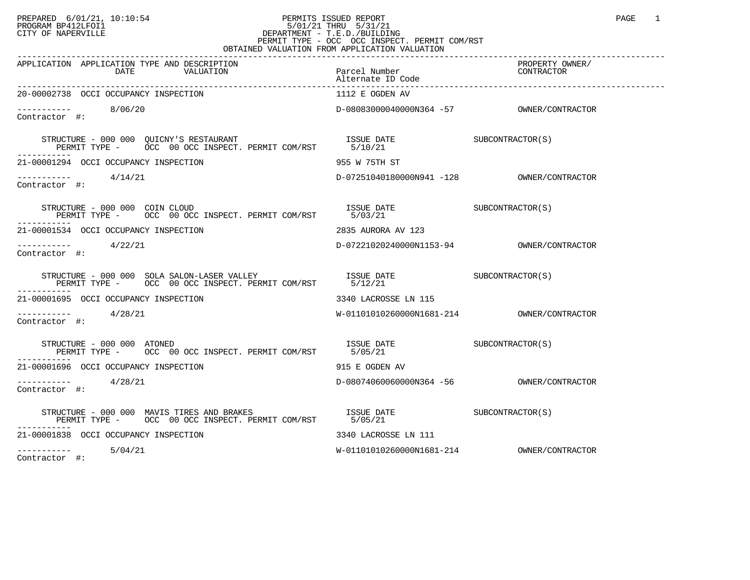PREPARED 6/01/21, 10:10:54
PROGRAM BP412LFOI1
CITY OF NAPERVILLE

PERMITS ISSUED REPORT
5/01/21 THRU 5/31/21
DEPARTMENT - T.E.D./BUILDING
PERMIT TYPE - OCC OCC INSPECT. PERMIT COM/RST
OBTAINED VALUATION FROM APPLICATION VALUATION

PAGE 1

| APPLICATION | APPLICATION TYPE AND DESCRIPTION / DATE / VALUATION | Parcel Number / Alternate ID Code | PROPERTY OWNER/ CONTRACTOR |
|---|---|---|---|
| 20-00002738 | OCCI OCCUPANCY INSPECTION | 1112 E OGDEN AV | |
| ----------- Contractor #: | 8/06/20 | D-08083000040000N364 -57 | OWNER/CONTRACTOR |
| | STRUCTURE - 000 000 QUICNY'S RESTAURANT<br>PERMIT TYPE - OCC 00 OCC INSPECT. PERMIT COM/RST | ISSUE DATE 5/10/21 | SUBCONTRACTOR(S) |
| 21-00001294 | OCCI OCCUPANCY INSPECTION | 955 W 75TH ST | |
| ----------- Contractor #: | 4/14/21 | D-07251040180000N941 -128 | OWNER/CONTRACTOR |
| | STRUCTURE - 000 000 COIN CLOUD<br>PERMIT TYPE - OCC 00 OCC INSPECT. PERMIT COM/RST | ISSUE DATE 5/03/21 | SUBCONTRACTOR(S) |
| 21-00001534 | OCCI OCCUPANCY INSPECTION | 2835 AURORA AV 123 | |
| ----------- Contractor #: | 4/22/21 | D-07221020240000N1153-94 | OWNER/CONTRACTOR |
| | STRUCTURE - 000 000 SOLA SALON-LASER VALLEY<br>PERMIT TYPE - OCC 00 OCC INSPECT. PERMIT COM/RST | ISSUE DATE 5/12/21 | SUBCONTRACTOR(S) |
| 21-00001695 | OCCI OCCUPANCY INSPECTION | 3340 LACROSSE LN 115 | |
| ----------- Contractor #: | 4/28/21 | W-01101010260000N1681-214 | OWNER/CONTRACTOR |
| | STRUCTURE - 000 000 ATONED<br>PERMIT TYPE - OCC 00 OCC INSPECT. PERMIT COM/RST | ISSUE DATE 5/05/21 | SUBCONTRACTOR(S) |
| 21-00001696 | OCCI OCCUPANCY INSPECTION | 915 E OGDEN AV | |
| ----------- Contractor #: | 4/28/21 | D-08074060060000N364 -56 | OWNER/CONTRACTOR |
| | STRUCTURE - 000 000 MAVIS TIRES AND BRAKES<br>PERMIT TYPE - OCC 00 OCC INSPECT. PERMIT COM/RST | ISSUE DATE 5/05/21 | SUBCONTRACTOR(S) |
| 21-00001838 | OCCI OCCUPANCY INSPECTION | 3340 LACROSSE LN 111 | |
| ----------- Contractor #: | 5/04/21 | W-01101010260000N1681-214 | OWNER/CONTRACTOR |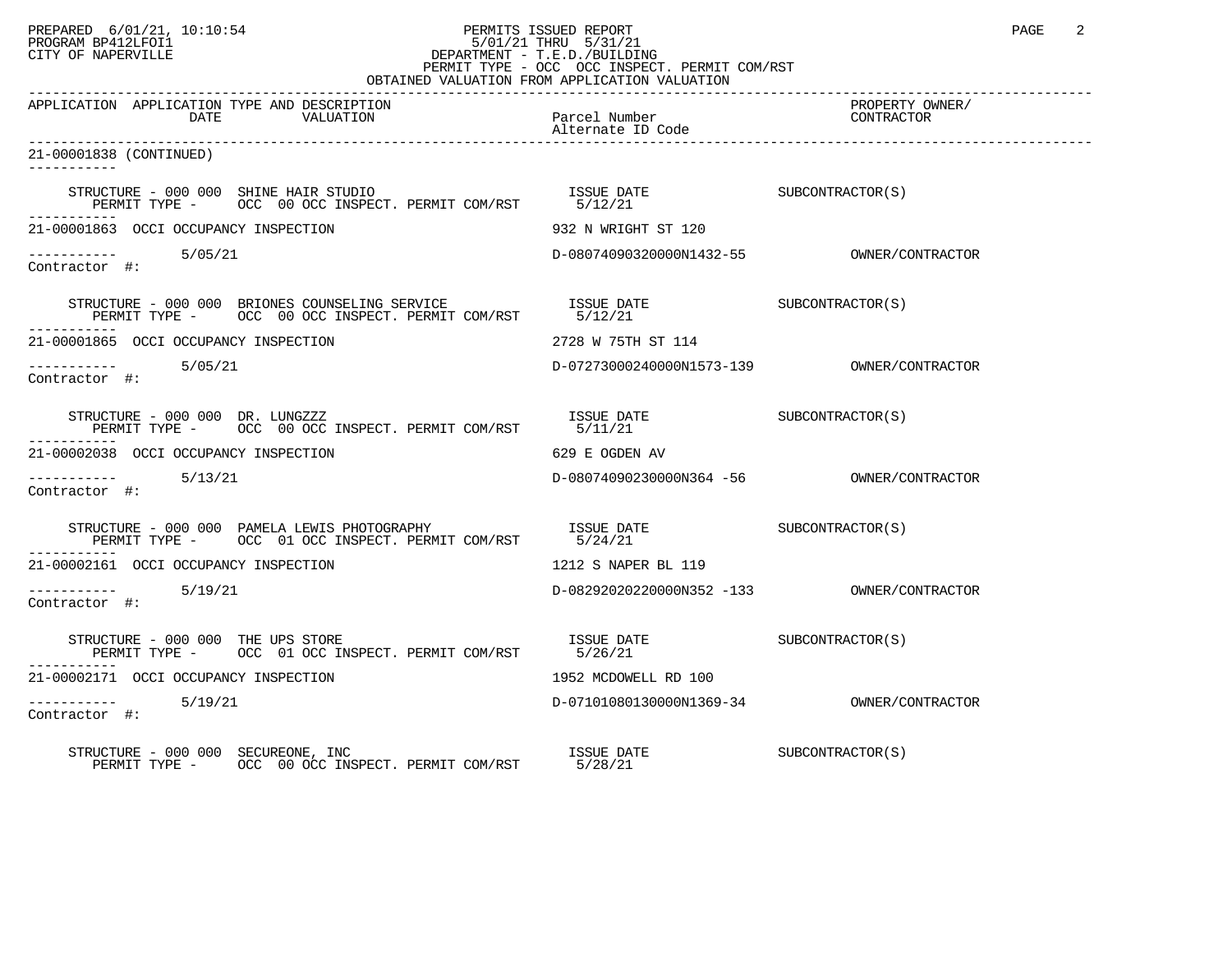PREPARED 6/01/21, 10:10:54
PROGRAM BP412LFOI1
CITY OF NAPERVILLE

PERMITS ISSUED REPORT
5/01/21 THRU 5/31/21
DEPARTMENT - T.E.D./BUILDING
PERMIT TYPE - OCC OCC INSPECT. PERMIT COM/RST
OBTAINED VALUATION FROM APPLICATION VALUATION

| APPLICATION | APPLICATION TYPE AND DESCRIPTION DATE VALUATION | Parcel Number Alternate ID Code | PROPERTY OWNER/ CONTRACTOR |
|---|---|---|---|

21-00001838 (CONTINUED)

STRUCTURE - 000 000 SHINE HAIR STUDIO — ISSUE DATE 5/12/21 — SUBCONTRACTOR(S)
PERMIT TYPE - OCC 00 OCC INSPECT. PERMIT COM/RST

21-00001863 OCCI OCCUPANCY INSPECTION — 932 N WRIGHT ST 120
5/05/21 — D-08074090320000N1432-55 — OWNER/CONTRACTOR
Contractor #:

STRUCTURE - 000 000 BRIONES COUNSELING SERVICE — ISSUE DATE 5/12/21 — SUBCONTRACTOR(S)
PERMIT TYPE - OCC 00 OCC INSPECT. PERMIT COM/RST

21-00001865 OCCI OCCUPANCY INSPECTION — 2728 W 75TH ST 114
5/05/21 — D-07273000240000N1573-139 — OWNER/CONTRACTOR
Contractor #:

STRUCTURE - 000 000 DR. LUNGZZZ — ISSUE DATE 5/11/21 — SUBCONTRACTOR(S)
PERMIT TYPE - OCC 00 OCC INSPECT. PERMIT COM/RST

21-00002038 OCCI OCCUPANCY INSPECTION — 629 E OGDEN AV
5/13/21 — D-08074090230000N364 -56 — OWNER/CONTRACTOR
Contractor #:

STRUCTURE - 000 000 PAMELA LEWIS PHOTOGRAPHY — ISSUE DATE 5/24/21 — SUBCONTRACTOR(S)
PERMIT TYPE - OCC 01 OCC INSPECT. PERMIT COM/RST

21-00002161 OCCI OCCUPANCY INSPECTION — 1212 S NAPER BL 119
5/19/21 — D-08292020220000N352 -133 — OWNER/CONTRACTOR
Contractor #:

STRUCTURE - 000 000 THE UPS STORE — ISSUE DATE 5/26/21 — SUBCONTRACTOR(S)
PERMIT TYPE - OCC 01 OCC INSPECT. PERMIT COM/RST

21-00002171 OCCI OCCUPANCY INSPECTION — 1952 MCDOWELL RD 100
5/19/21 — D-07101080130000N1369-34 — OWNER/CONTRACTOR
Contractor #:

STRUCTURE - 000 000 SECUREONE, INC — ISSUE DATE 5/28/21 — SUBCONTRACTOR(S)
PERMIT TYPE - OCC 00 OCC INSPECT. PERMIT COM/RST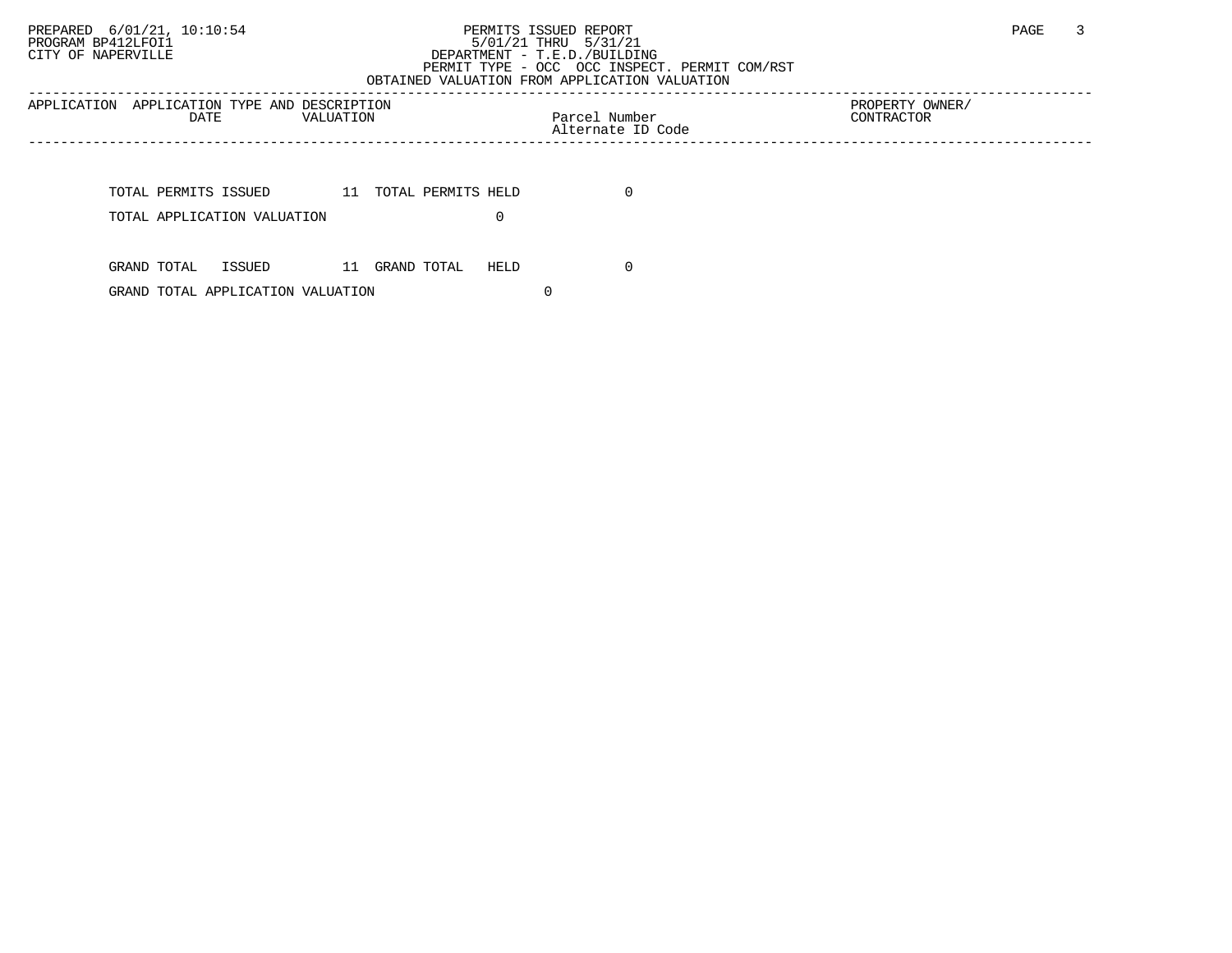PREPARED 6/01/21, 10:10:54
PROGRAM BP412LFOI1
CITY OF NAPERVILLE

PERMITS ISSUED REPORT
5/01/21 THRU 5/31/21
DEPARTMENT - T.E.D./BUILDING
PERMIT TYPE - OCC OCC INSPECT. PERMIT COM/RST
OBTAINED VALUATION FROM APPLICATION VALUATION

| APPLICATION | APPLICATION TYPE AND DESCRIPTION DATE VALUATION | Parcel Number Alternate ID Code | PROPERTY OWNER/ CONTRACTOR |
|---|---|---|---|

| | | | |
|---|---|---|---|
| TOTAL PERMITS ISSUED | 11 | TOTAL PERMITS HELD | 0 |
| TOTAL APPLICATION VALUATION | 0 | | |
| GRAND TOTAL ISSUED | 11 | GRAND TOTAL HELD | 0 |
| GRAND TOTAL APPLICATION VALUATION | 0 | | |